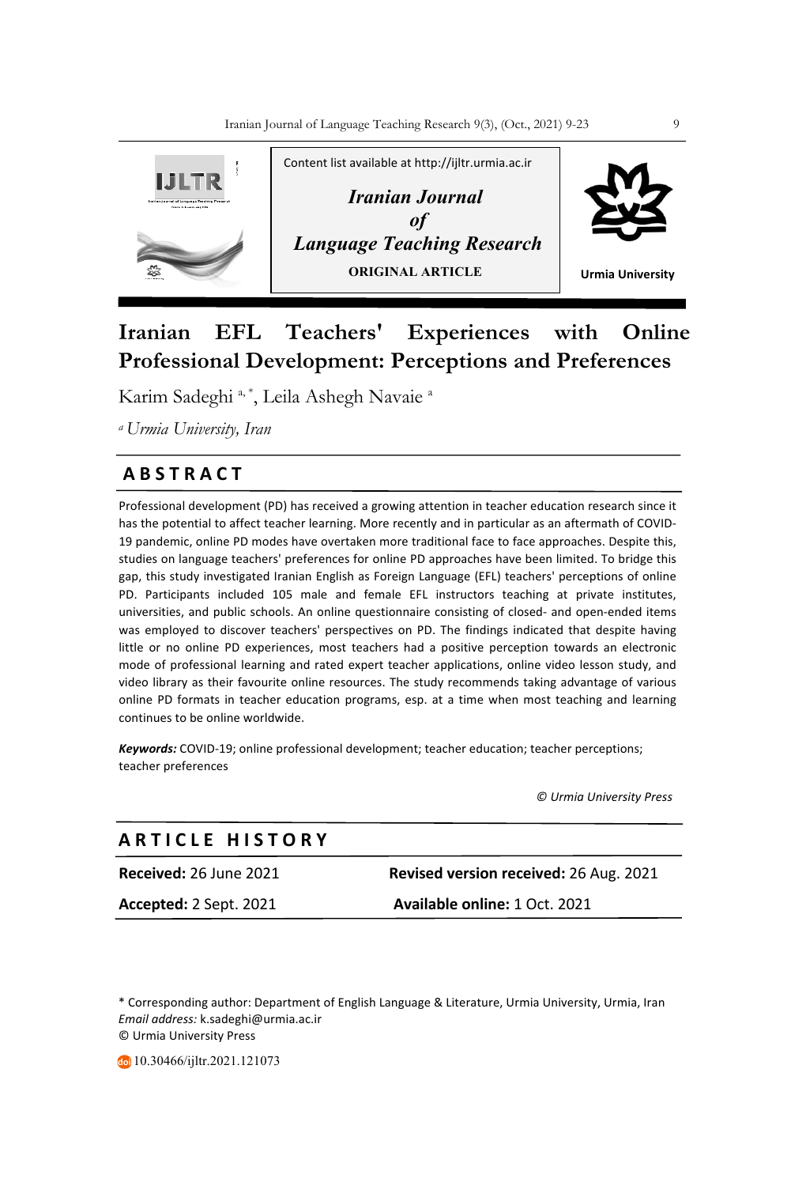Content list available at http://ijltr.urmia.ac.ir

*Iranian Journal of Language Teaching Research*

**ORIGINAL ARTICLE**

Urmia University

# Iranian EFL Teachers' Experiences with Online Professional Development: Perceptions and Preferences

Karim Sadeghi [a, *], Leila Ashegh Navaie [a]

[a] *Urmia University, Iran*

## ABSTRACT

Professional development (PD) has received a growing attention in teacher education research since it has the potential to affect teacher learning. More recently and in particular as an aftermath of COVID-19 pandemic, online PD modes have overtaken more traditional face to face approaches. Despite this, studies on language teachers' preferences for online PD approaches have been limited. To bridge this gap, this study investigated Iranian English as Foreign Language (EFL) teachers' perceptions of online PD. Participants included 105 male and female EFL instructors teaching at private institutes, universities, and public schools. An online questionnaire consisting of closed- and open-ended items was employed to discover teachers' perspectives on PD. The findings indicated that despite having little or no online PD experiences, most teachers had a positive perception towards an electronic mode of professional learning and rated expert teacher applications, online video lesson study, and video library as their favourite online resources. The study recommends taking advantage of various online PD formats in teacher education programs, esp. at a time when most teaching and learning continues to be online worldwide.

***Keywords:*** COVID-19; online professional development; teacher education; teacher perceptions; teacher preferences

*© Urmia University Press*

## ARTICLE HISTORY

| | |
|---|---|
| **Received:** 26 June 2021 | **Revised version received:** 26 Aug. 2021 |
| **Accepted:** 2 Sept. 2021 | **Available online:** 1 Oct. 2021 |

\* Corresponding author: Department of English Language & Literature, Urmia University, Urmia, Iran
*Email address:* k.sadeghi@urmia.ac.ir
© Urmia University Press

10.30466/ijltr.2021.121073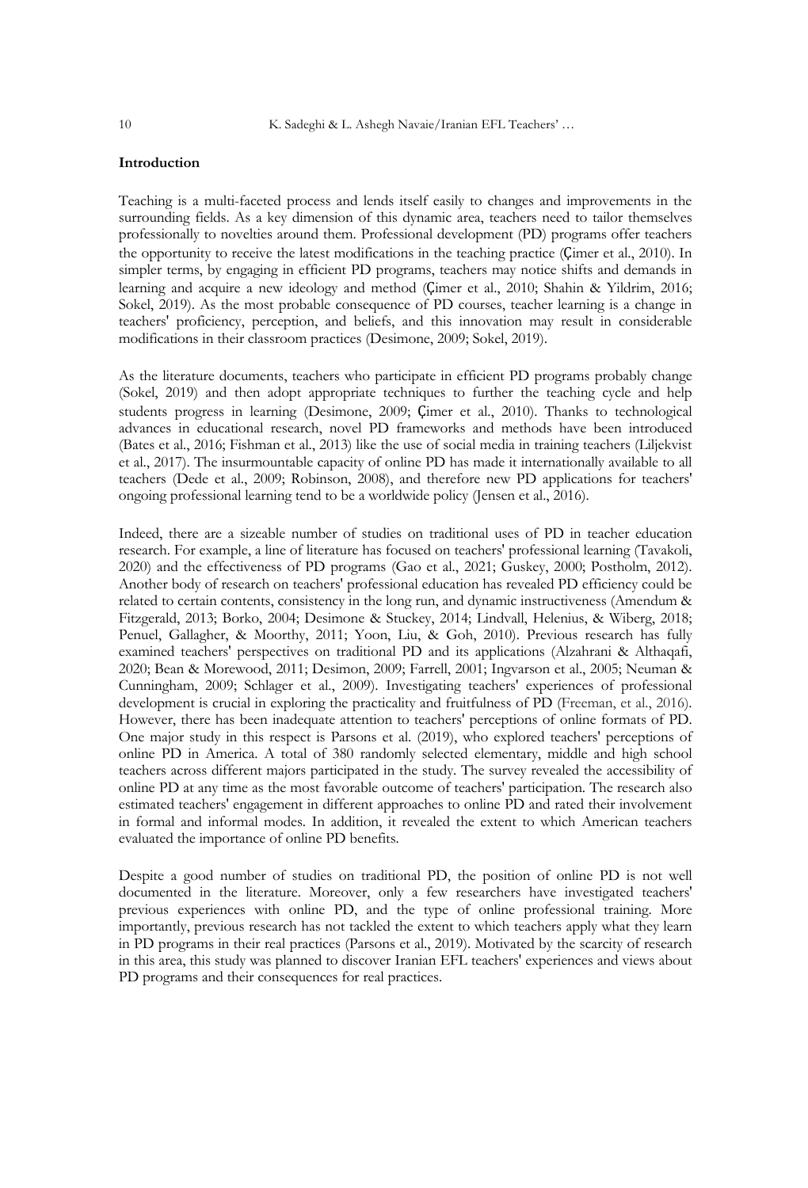**Introduction**

Teaching is a multi-faceted process and lends itself easily to changes and improvements in the surrounding fields. As a key dimension of this dynamic area, teachers need to tailor themselves professionally to novelties around them. Professional development (PD) programs offer teachers the opportunity to receive the latest modifications in the teaching practice (Çimer et al., 2010). In simpler terms, by engaging in efficient PD programs, teachers may notice shifts and demands in learning and acquire a new ideology and method (Çimer et al., 2010; Shahin & Yildrim, 2016; Sokel, 2019). As the most probable consequence of PD courses, teacher learning is a change in teachers' proficiency, perception, and beliefs, and this innovation may result in considerable modifications in their classroom practices (Desimone, 2009; Sokel, 2019).

As the literature documents, teachers who participate in efficient PD programs probably change (Sokel, 2019) and then adopt appropriate techniques to further the teaching cycle and help students progress in learning (Desimone, 2009; Çimer et al., 2010). Thanks to technological advances in educational research, novel PD frameworks and methods have been introduced (Bates et al., 2016; Fishman et al., 2013) like the use of social media in training teachers (Liljekvist et al., 2017). The insurmountable capacity of online PD has made it internationally available to all teachers (Dede et al., 2009; Robinson, 2008), and therefore new PD applications for teachers' ongoing professional learning tend to be a worldwide policy (Jensen et al., 2016).

Indeed, there are a sizeable number of studies on traditional uses of PD in teacher education research. For example, a line of literature has focused on teachers' professional learning (Tavakoli, 2020) and the effectiveness of PD programs (Gao et al., 2021; Guskey, 2000; Postholm, 2012). Another body of research on teachers' professional education has revealed PD efficiency could be related to certain contents, consistency in the long run, and dynamic instructiveness (Amendum & Fitzgerald, 2013; Borko, 2004; Desimone & Stuckey, 2014; Lindvall, Helenius, & Wiberg, 2018; Penuel, Gallagher, & Moorthy, 2011; Yoon, Liu, & Goh, 2010). Previous research has fully examined teachers' perspectives on traditional PD and its applications (Alzahrani & Althaqafi, 2020; Bean & Morewood, 2011; Desimon, 2009; Farrell, 2001; Ingvarson et al., 2005; Neuman & Cunningham, 2009; Schlager et al., 2009). Investigating teachers' experiences of professional development is crucial in exploring the practicality and fruitfulness of PD (Freeman, et al., 2016). However, there has been inadequate attention to teachers' perceptions of online formats of PD. One major study in this respect is Parsons et al. (2019), who explored teachers' perceptions of online PD in America. A total of 380 randomly selected elementary, middle and high school teachers across different majors participated in the study. The survey revealed the accessibility of online PD at any time as the most favorable outcome of teachers' participation. The research also estimated teachers' engagement in different approaches to online PD and rated their involvement in formal and informal modes. In addition, it revealed the extent to which American teachers evaluated the importance of online PD benefits.

Despite a good number of studies on traditional PD, the position of online PD is not well documented in the literature. Moreover, only a few researchers have investigated teachers' previous experiences with online PD, and the type of online professional training. More importantly, previous research has not tackled the extent to which teachers apply what they learn in PD programs in their real practices (Parsons et al., 2019). Motivated by the scarcity of research in this area, this study was planned to discover Iranian EFL teachers' experiences and views about PD programs and their consequences for real practices.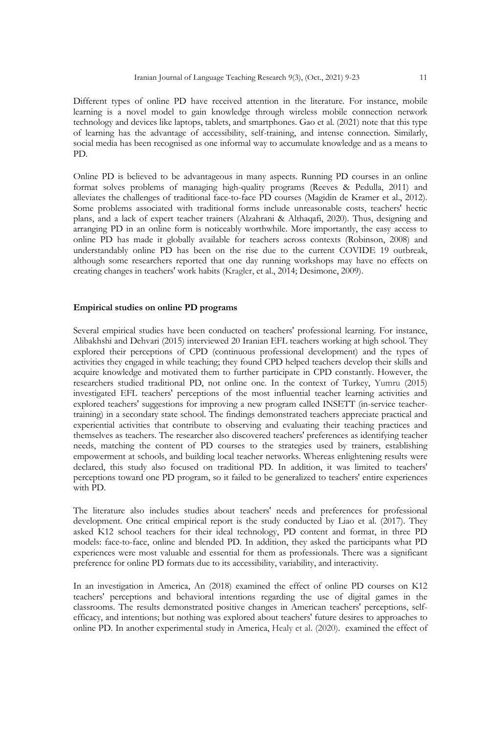Different types of online PD have received attention in the literature. For instance, mobile learning is a novel model to gain knowledge through wireless mobile connection network technology and devices like laptops, tablets, and smartphones. Gao et al. (2021) note that this type of learning has the advantage of accessibility, self-training, and intense connection. Similarly, social media has been recognised as one informal way to accumulate knowledge and as a means to PD.

Online PD is believed to be advantageous in many aspects. Running PD courses in an online format solves problems of managing high-quality programs (Reeves & Pedulla, 2011) and alleviates the challenges of traditional face-to-face PD courses (Magidin de Kramer et al., 2012). Some problems associated with traditional forms include unreasonable costs, teachers' hectic plans, and a lack of expert teacher trainers (Alzahrani & Althaqafi, 2020). Thus, designing and arranging PD in an online form is noticeably worthwhile. More importantly, the easy access to online PD has made it globally available for teachers across contexts (Robinson, 2008) and understandably online PD has been on the rise due to the current COVIDE 19 outbreak, although some researchers reported that one day running workshops may have no effects on creating changes in teachers' work habits (Kragler, et al., 2014; Desimone, 2009).

### Empirical studies on online PD programs

Several empirical studies have been conducted on teachers' professional learning. For instance, Alibakhshi and Dehvari (2015) interviewed 20 Iranian EFL teachers working at high school. They explored their perceptions of CPD (continuous professional development) and the types of activities they engaged in while teaching; they found CPD helped teachers develop their skills and acquire knowledge and motivated them to further participate in CPD constantly. However, the researchers studied traditional PD, not online one. In the context of Turkey, Yumru (2015) investigated EFL teachers' perceptions of the most influential teacher learning activities and explored teachers' suggestions for improving a new program called INSETT (in-service teacher-training) in a secondary state school. The findings demonstrated teachers appreciate practical and experiential activities that contribute to observing and evaluating their teaching practices and themselves as teachers. The researcher also discovered teachers' preferences as identifying teacher needs, matching the content of PD courses to the strategies used by trainers, establishing empowerment at schools, and building local teacher networks. Whereas enlightening results were declared, this study also focused on traditional PD. In addition, it was limited to teachers' perceptions toward one PD program, so it failed to be generalized to teachers' entire experiences with PD.

The literature also includes studies about teachers' needs and preferences for professional development. One critical empirical report is the study conducted by Liao et al. (2017). They asked K12 school teachers for their ideal technology, PD content and format, in three PD models: face-to-face, online and blended PD. In addition, they asked the participants what PD experiences were most valuable and essential for them as professionals. There was a significant preference for online PD formats due to its accessibility, variability, and interactivity.

In an investigation in America, An (2018) examined the effect of online PD courses on K12 teachers' perceptions and behavioral intentions regarding the use of digital games in the classrooms. The results demonstrated positive changes in American teachers' perceptions, self-efficacy, and intentions; but nothing was explored about teachers' future desires to approaches to online PD. In another experimental study in America, Healy et al. (2020). examined the effect of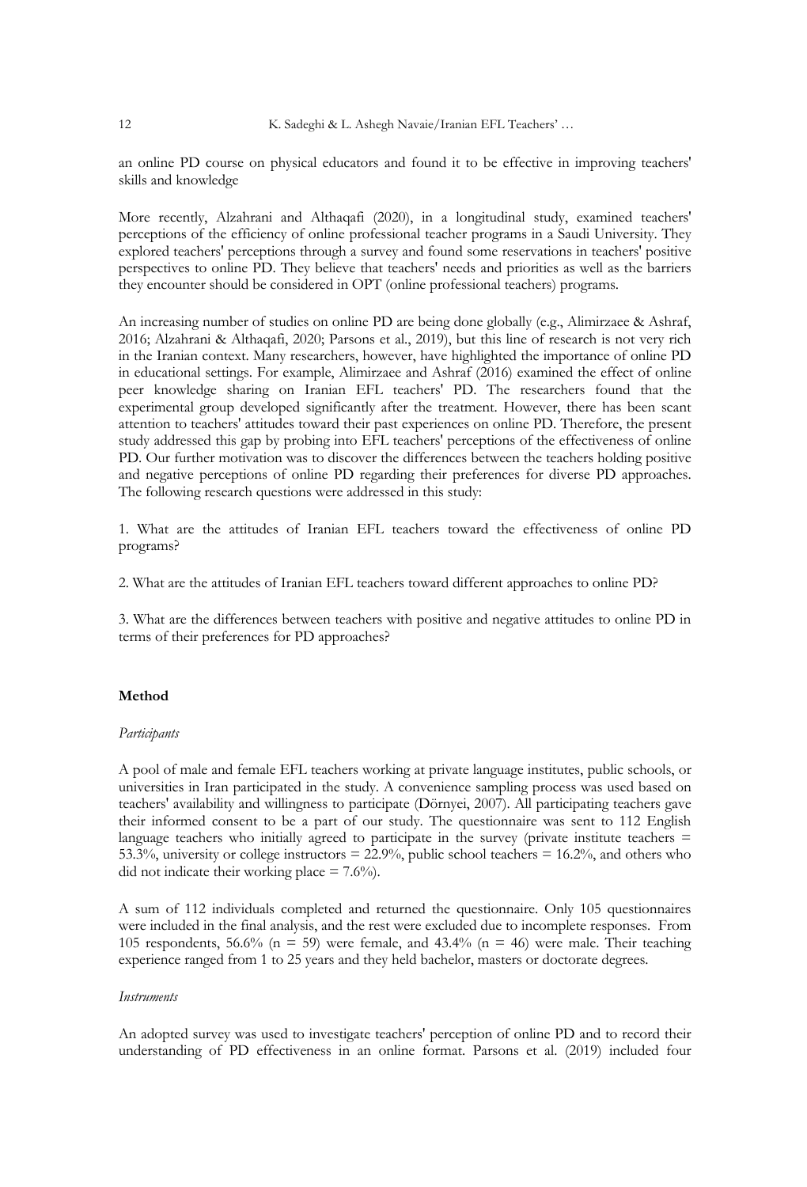an online PD course on physical educators and found it to be effective in improving teachers' skills and knowledge

More recently, Alzahrani and Althaqafi (2020), in a longitudinal study, examined teachers' perceptions of the efficiency of online professional teacher programs in a Saudi University. They explored teachers' perceptions through a survey and found some reservations in teachers' positive perspectives to online PD. They believe that teachers' needs and priorities as well as the barriers they encounter should be considered in OPT (online professional teachers) programs.

An increasing number of studies on online PD are being done globally (e.g., Alimirzaee & Ashraf, 2016; Alzahrani & Althaqafi, 2020; Parsons et al., 2019), but this line of research is not very rich in the Iranian context. Many researchers, however, have highlighted the importance of online PD in educational settings. For example, Alimirzaee and Ashraf (2016) examined the effect of online peer knowledge sharing on Iranian EFL teachers' PD. The researchers found that the experimental group developed significantly after the treatment. However, there has been scant attention to teachers' attitudes toward their past experiences on online PD. Therefore, the present study addressed this gap by probing into EFL teachers' perceptions of the effectiveness of online PD. Our further motivation was to discover the differences between the teachers holding positive and negative perceptions of online PD regarding their preferences for diverse PD approaches. The following research questions were addressed in this study:

1. What are the attitudes of Iranian EFL teachers toward the effectiveness of online PD programs?

2. What are the attitudes of Iranian EFL teachers toward different approaches to online PD?

3. What are the differences between teachers with positive and negative attitudes to online PD in terms of their preferences for PD approaches?

## Method

### *Participants*

A pool of male and female EFL teachers working at private language institutes, public schools, or universities in Iran participated in the study. A convenience sampling process was used based on teachers' availability and willingness to participate (Dörnyei, 2007). All participating teachers gave their informed consent to be a part of our study. The questionnaire was sent to 112 English language teachers who initially agreed to participate in the survey (private institute teachers = 53.3%, university or college instructors = 22.9%, public school teachers = 16.2%, and others who did not indicate their working place = 7.6%).

A sum of 112 individuals completed and returned the questionnaire. Only 105 questionnaires were included in the final analysis, and the rest were excluded due to incomplete responses. From 105 respondents, 56.6% (n = 59) were female, and 43.4% (n = 46) were male. Their teaching experience ranged from 1 to 25 years and they held bachelor, masters or doctorate degrees.

### *Instruments*

An adopted survey was used to investigate teachers' perception of online PD and to record their understanding of PD effectiveness in an online format. Parsons et al. (2019) included four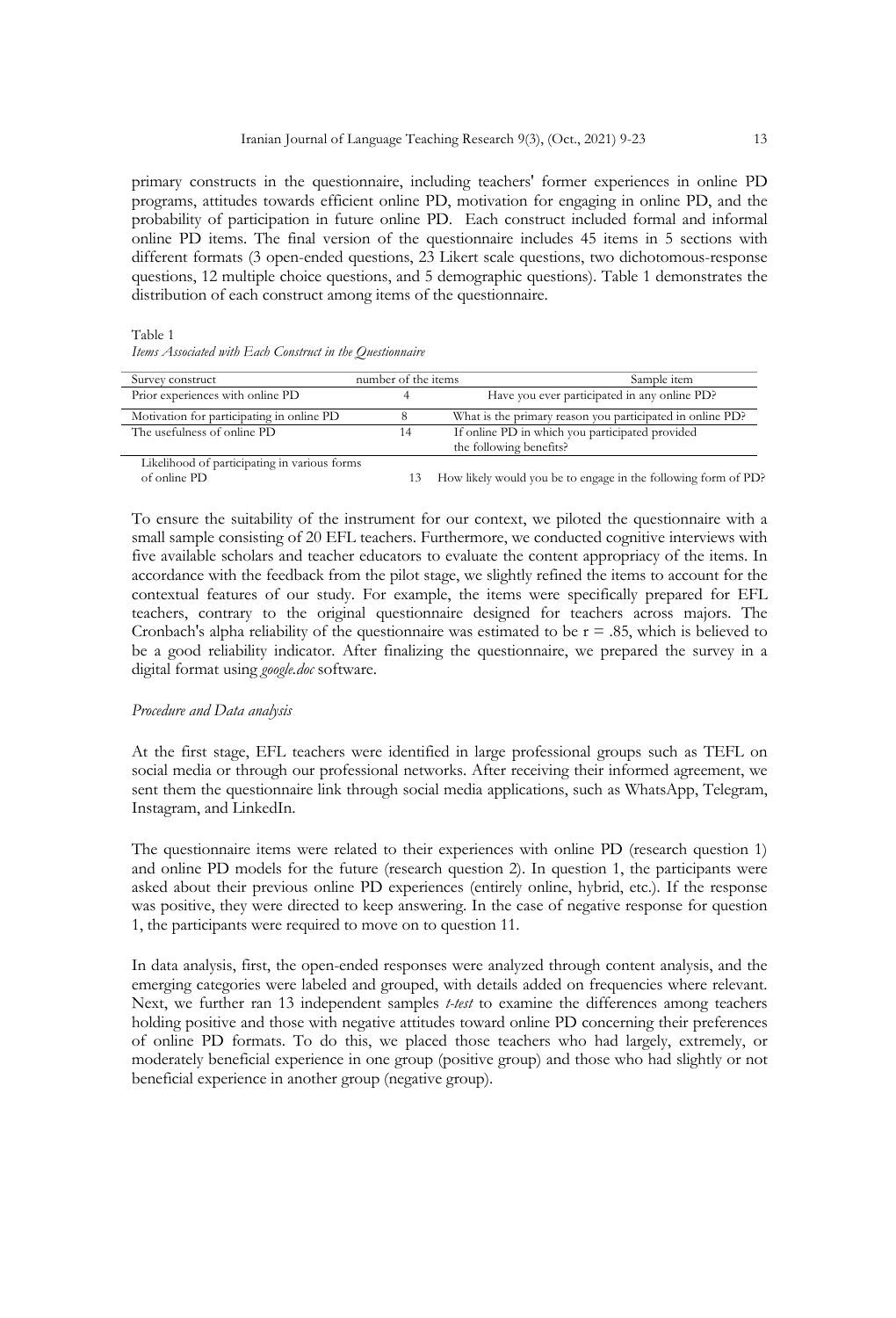primary constructs in the questionnaire, including teachers' former experiences in online PD programs, attitudes towards efficient online PD, motivation for engaging in online PD, and the probability of participation in future online PD. Each construct included formal and informal online PD items. The final version of the questionnaire includes 45 items in 5 sections with different formats (3 open-ended questions, 23 Likert scale questions, two dichotomous-response questions, 12 multiple choice questions, and 5 demographic questions). Table 1 demonstrates the distribution of each construct among items of the questionnaire.

Table 1
*Items Associated with Each Construct in the Questionnaire*

| Survey construct | number of the items | Sample item |
|---|---|---|
| Prior experiences with online PD | 4 | Have you ever participated in any online PD? |
| Motivation for participating in online PD | 8 | What is the primary reason you participated in online PD? |
| The usefulness of online PD | 14 | If online PD in which you participated provided the following benefits? |
| Likelihood of participating in various forms of online PD | 13 | How likely would you be to engage in the following form of PD? |

To ensure the suitability of the instrument for our context, we piloted the questionnaire with a small sample consisting of 20 EFL teachers. Furthermore, we conducted cognitive interviews with five available scholars and teacher educators to evaluate the content appropriacy of the items. In accordance with the feedback from the pilot stage, we slightly refined the items to account for the contextual features of our study. For example, the items were specifically prepared for EFL teachers, contrary to the original questionnaire designed for teachers across majors. The Cronbach's alpha reliability of the questionnaire was estimated to be $r = .85$, which is believed to be a good reliability indicator. After finalizing the questionnaire, we prepared the survey in a digital format using *google.doc* software.

*Procedure and Data analysis*

At the first stage, EFL teachers were identified in large professional groups such as TEFL on social media or through our professional networks. After receiving their informed agreement, we sent them the questionnaire link through social media applications, such as WhatsApp, Telegram, Instagram, and LinkedIn.

The questionnaire items were related to their experiences with online PD (research question 1) and online PD models for the future (research question 2). In question 1, the participants were asked about their previous online PD experiences (entirely online, hybrid, etc.). If the response was positive, they were directed to keep answering. In the case of negative response for question 1, the participants were required to move on to question 11.

In data analysis, first, the open-ended responses were analyzed through content analysis, and the emerging categories were labeled and grouped, with details added on frequencies where relevant. Next, we further ran 13 independent samples *t-test* to examine the differences among teachers holding positive and those with negative attitudes toward online PD concerning their preferences of online PD formats. To do this, we placed those teachers who had largely, extremely, or moderately beneficial experience in one group (positive group) and those who had slightly or not beneficial experience in another group (negative group).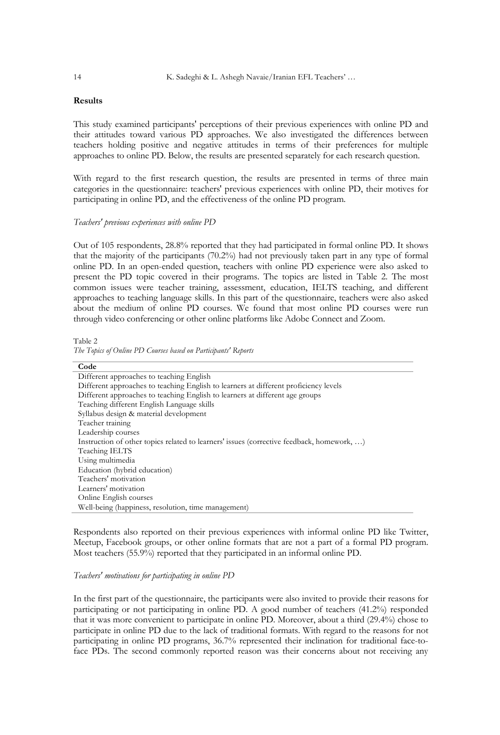## Results

This study examined participants' perceptions of their previous experiences with online PD and their attitudes toward various PD approaches. We also investigated the differences between teachers holding positive and negative attitudes in terms of their preferences for multiple approaches to online PD. Below, the results are presented separately for each research question.

With regard to the first research question, the results are presented in terms of three main categories in the questionnaire: teachers' previous experiences with online PD, their motives for participating in online PD, and the effectiveness of the online PD program.

*Teachers' previous experiences with online PD*

Out of 105 respondents, 28.8% reported that they had participated in formal online PD. It shows that the majority of the participants (70.2%) had not previously taken part in any type of formal online PD. In an open-ended question, teachers with online PD experience were also asked to present the PD topic covered in their programs. The topics are listed in Table 2. The most common issues were teacher training, assessment, education, IELTS teaching, and different approaches to teaching language skills. In this part of the questionnaire, teachers were also asked about the medium of online PD courses. We found that most online PD courses were run through video conferencing or other online platforms like Adobe Connect and Zoom.

Table 2
*The Topics of Online PD Courses based on Participants' Reports*

| Code |
|---|
| Different approaches to teaching English |
| Different approaches to teaching English to learners at different proficiency levels |
| Different approaches to teaching English to learners at different age groups |
| Teaching different English Language skills |
| Syllabus design & material development |
| Teacher training |
| Leadership courses |
| Instruction of other topics related to learners' issues (corrective feedback, homework, …) |
| Teaching IELTS |
| Using multimedia |
| Education (hybrid education) |
| Teachers' motivation |
| Learners' motivation |
| Online English courses |
| Well-being (happiness, resolution, time management) |

Respondents also reported on their previous experiences with informal online PD like Twitter, Meetup, Facebook groups, or other online formats that are not a part of a formal PD program. Most teachers (55.9%) reported that they participated in an informal online PD.

*Teachers' motivations for participating in online PD*

In the first part of the questionnaire, the participants were also invited to provide their reasons for participating or not participating in online PD. A good number of teachers (41.2%) responded that it was more convenient to participate in online PD. Moreover, about a third (29.4%) chose to participate in online PD due to the lack of traditional formats. With regard to the reasons for not participating in online PD programs, 36.7% represented their inclination for traditional face-to-face PDs. The second commonly reported reason was their concerns about not receiving any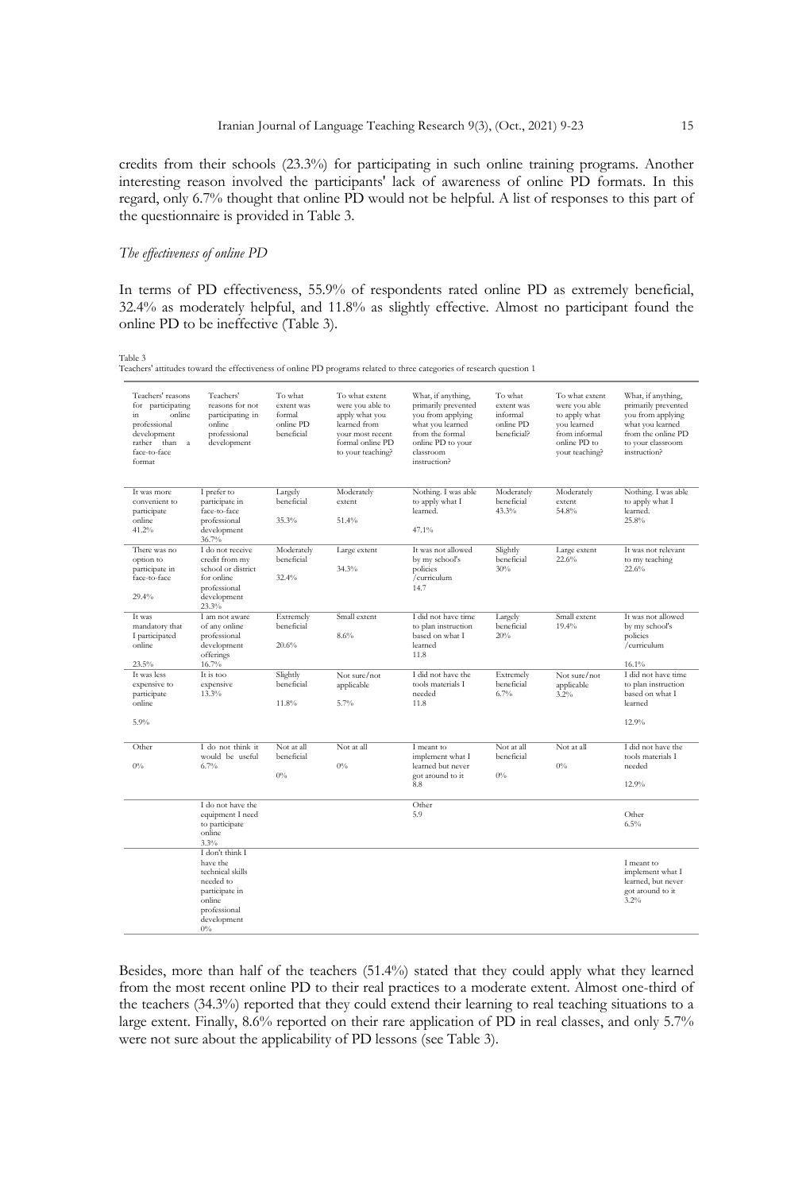credits from their schools (23.3%) for participating in such online training programs. Another interesting reason involved the participants' lack of awareness of online PD formats. In this regard, only 6.7% thought that online PD would not be helpful. A list of responses to this part of the questionnaire is provided in Table 3.

*The effectiveness of online PD*

In terms of PD effectiveness, 55.9% of respondents rated online PD as extremely beneficial, 32.4% as moderately helpful, and 11.8% as slightly effective. Almost no participant found the online PD to be ineffective (Table 3).

Table 3
Teachers' attitudes toward the effectiveness of online PD programs related to three categories of research question 1

| Teachers' reasons for participating in online professional development rather than a face-to-face format | Teachers' reasons for not participating in online professional development | To what extent was formal online PD beneficial | To what extent were you able to apply what you learned from your most recent formal online PD to your teaching? | What, if anything, primarily prevented you from applying what you learned from the formal online PD to your classroom instruction? | To what extent was informal online PD beneficial? | To what extent were you able to apply what you learned from informal online PD to your teaching? | What, if anything, primarily prevented you from applying what you learned from the online PD to your classroom instruction? |
|---|---|---|---|---|---|---|---|
| It was more convenient to participate online 41.2% | I prefer to participate in face-to-face professional development 36.7% | Largely beneficial 35.3% | Moderately extent 51.4% | Nothing. I was able to apply what I learned. 47.1% | Moderately beneficial 43.3% | Moderately extent 54.8% | Nothing. I was able to apply what I learned. 25.8% |
| There was no option to participate in face-to-face 29.4% | I do not receive credit from my school or district for online professional development 23.3% | Moderately beneficial 32.4% | Large extent 34.3% | It was not allowed by my school's policies /curriculum 14.7 | Slightly beneficial 30% | Large extent 22.6% | It was not relevant to my teaching 22.6% |
| It was mandatory that I participated online 23.5% | I am not aware of any online professional development offerings 16.7% | Extremely beneficial 20.6% | Small extent 8.6% | I did not have time to plan instruction based on what I learned 11.8 | Largely beneficial 20% | Small extent 19.4% | It was not allowed by my school's policies /curriculum 16.1% |
| It was less expensive to participate online 5.9% | It is too expensive 13.3% | Slightly beneficial 11.8% | Not sure/not applicable 5.7% | I did not have the tools materials I needed 11.8 | Extremely beneficial 6.7% | Not sure/not applicable 3.2% | I did not have time to plan instruction based on what I learned 12.9% |
| Other 0% | I do not think it would be useful 6.7% | Not at all beneficial 0% | Not at all 0% | I meant to implement what I learned but never got around to it 8.8 | Not at all beneficial 0% | Not at all 0% | I did not have the tools materials I needed 12.9% |
| | I do not have the equipment I need to participate online 3.3% | | | Other 5.9 | | | Other 6.5% |
| | I don't think I have the technical skills needed to participate in online professional development 0% | | | | | | I meant to implement what I learned, but never got around to it 3.2% |

Besides, more than half of the teachers (51.4%) stated that they could apply what they learned from the most recent online PD to their real practices to a moderate extent. Almost one-third of the teachers (34.3%) reported that they could extend their learning to real teaching situations to a large extent. Finally, 8.6% reported on their rare application of PD in real classes, and only 5.7% were not sure about the applicability of PD lessons (see Table 3).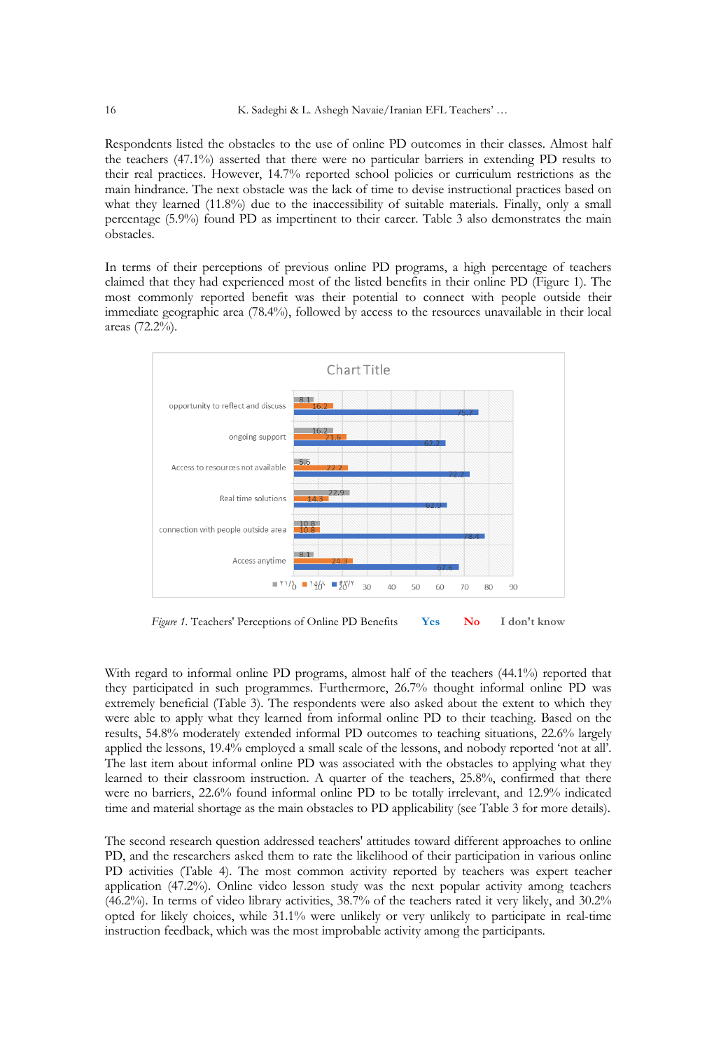Respondents listed the obstacles to the use of online PD outcomes in their classes. Almost half the teachers (47.1%) asserted that there were no particular barriers in extending PD results to their real practices. However, 14.7% reported school policies or curriculum restrictions as the main hindrance. The next obstacle was the lack of time to devise instructional practices based on what they learned (11.8%) due to the inaccessibility of suitable materials. Finally, only a small percentage (5.9%) found PD as impertinent to their career. Table 3 also demonstrates the main obstacles.

In terms of their perceptions of previous online PD programs, a high percentage of teachers claimed that they had experienced most of the listed benefits in their online PD (Figure 1). The most commonly reported benefit was their potential to connect with people outside their immediate geographic area (78.4%), followed by access to the resources unavailable in their local areas (72.2%).

Chart Title

| | I don't know | No | Yes |
|---|---|---|---|
| opportunity to reflect and discuss | 8.1 | 16.2 | 75.7 |
| ongoing support | 16.2 | 21.6 | 62.2 |
| Access to resources not available | 5.6 | 22.2 | 72.2 |
| Real time solutions | 22.9 | 14.3 | 62.9 |
| connection with people outside area | 10.8 | 10.8 | 78.4 |
| Access anytime | 8.1 | 24.3 | 67.6 |

*Figure 1.* Teachers' Perceptions of Online PD Benefits **Yes** **No** **I don't know**

With regard to informal online PD programs, almost half of the teachers (44.1%) reported that they participated in such programmes. Furthermore, 26.7% thought that informal online PD was extremely beneficial (Table 3). The respondents were also asked about the extent to which they were able to apply what they learned from informal online PD to their teaching. Based on the results, 54.8% moderately extended informal PD outcomes to teaching situations, 22.6% largely applied the lessons, 19.4% employed a small scale of the lessons, and nobody reported 'not at all'. The last item about informal online PD was associated with the obstacles to applying what they learned to their classroom instruction. A quarter of the teachers, 25.8%, confirmed that there were no barriers, 22.6% found informal online PD to be totally irrelevant, and 12.9% indicated time and material shortage as the main obstacles to PD applicability (see Table 3 for more details).

The second research question addressed teachers' attitudes toward different approaches to online PD, and the researchers asked them to rate the likelihood of their participation in various online PD activities (Table 4). The most common activity reported by teachers was expert teacher application (47.2%). Online video lesson study was the next popular activity among teachers (46.2%). In terms of video library activities, 38.7% of the teachers rated it very likely, and 30.2% opted for likely choices, while 31.1% were unlikely or very unlikely to participate in real-time instruction feedback, which was the most improbable activity among the participants.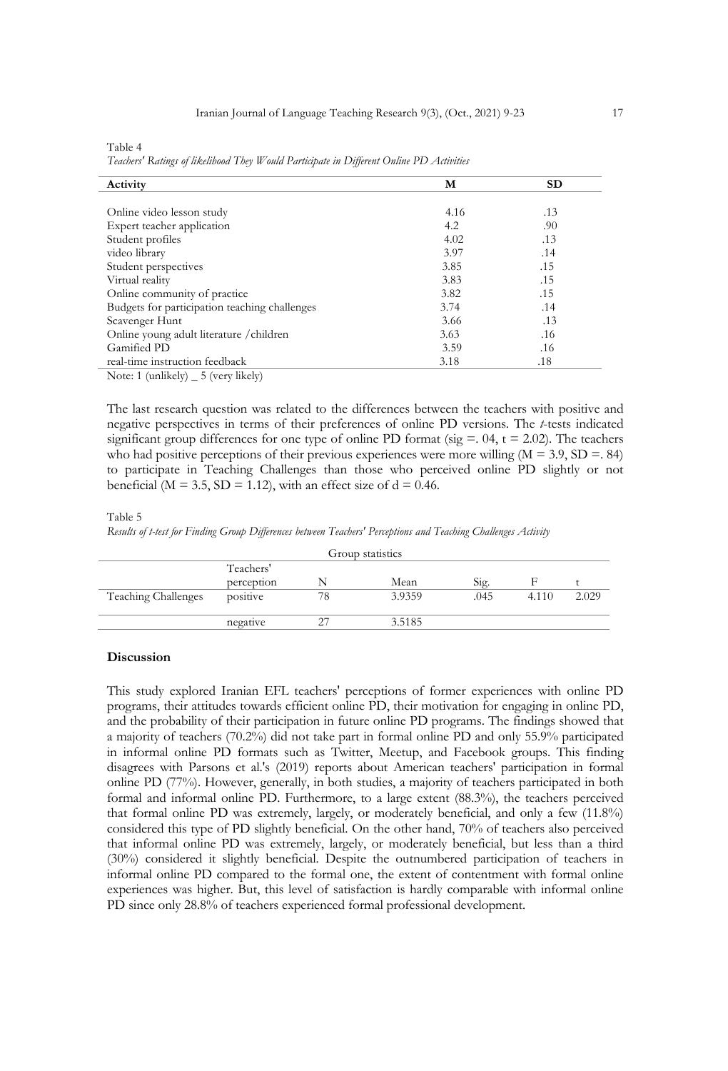Table 4

*Teachers' Ratings of likelihood They Would Participate in Different Online PD Activities*

| Activity | M | SD |
|---|---|---|
| Online video lesson study | 4.16 | .13 |
| Expert teacher application | 4.2 | .90 |
| Student profiles | 4.02 | .13 |
| video library | 3.97 | .14 |
| Student perspectives | 3.85 | .15 |
| Virtual reality | 3.83 | .15 |
| Online community of practice | 3.82 | .15 |
| Budgets for participation teaching challenges | 3.74 | .14 |
| Scavenger Hunt | 3.66 | .13 |
| Online young adult literature /children | 3.63 | .16 |
| Gamified PD | 3.59 | .16 |
| real-time instruction feedback | 3.18 | .18 |

Note: 1 (unlikely) _ 5 (very likely)

The last research question was related to the differences between the teachers with positive and negative perspectives in terms of their preferences of online PD versions. The *t*-tests indicated significant group differences for one type of online PD format (sig =. 04, t = 2.02). The teachers who had positive perceptions of their previous experiences were more willing (M = 3.9, SD =. 84) to participate in Teaching Challenges than those who perceived online PD slightly or not beneficial (M = 3.5, SD = 1.12), with an effect size of d = 0.46.

Table 5

*Results of t-test for Finding Group Differences between Teachers' Perceptions and Teaching Challenges Activity*

| Group statistics | | | | | | |
|---|---|---|---|---|---|---|
| | Teachers' perception | N | Mean | Sig. | F | t |
| Teaching Challenges | positive | 78 | 3.9359 | .045 | 4.110 | 2.029 |
| | negative | 27 | 3.5185 | | | |

## Discussion

This study explored Iranian EFL teachers' perceptions of former experiences with online PD programs, their attitudes towards efficient online PD, their motivation for engaging in online PD, and the probability of their participation in future online PD programs. The findings showed that a majority of teachers (70.2%) did not take part in formal online PD and only 55.9% participated in informal online PD formats such as Twitter, Meetup, and Facebook groups. This finding disagrees with Parsons et al.'s (2019) reports about American teachers' participation in formal online PD (77%). However, generally, in both studies, a majority of teachers participated in both formal and informal online PD. Furthermore, to a large extent (88.3%), the teachers perceived that formal online PD was extremely, largely, or moderately beneficial, and only a few (11.8%) considered this type of PD slightly beneficial. On the other hand, 70% of teachers also perceived that informal online PD was extremely, largely, or moderately beneficial, but less than a third (30%) considered it slightly beneficial. Despite the outnumbered participation of teachers in informal online PD compared to the formal one, the extent of contentment with formal online experiences was higher. But, this level of satisfaction is hardly comparable with informal online PD since only 28.8% of teachers experienced formal professional development.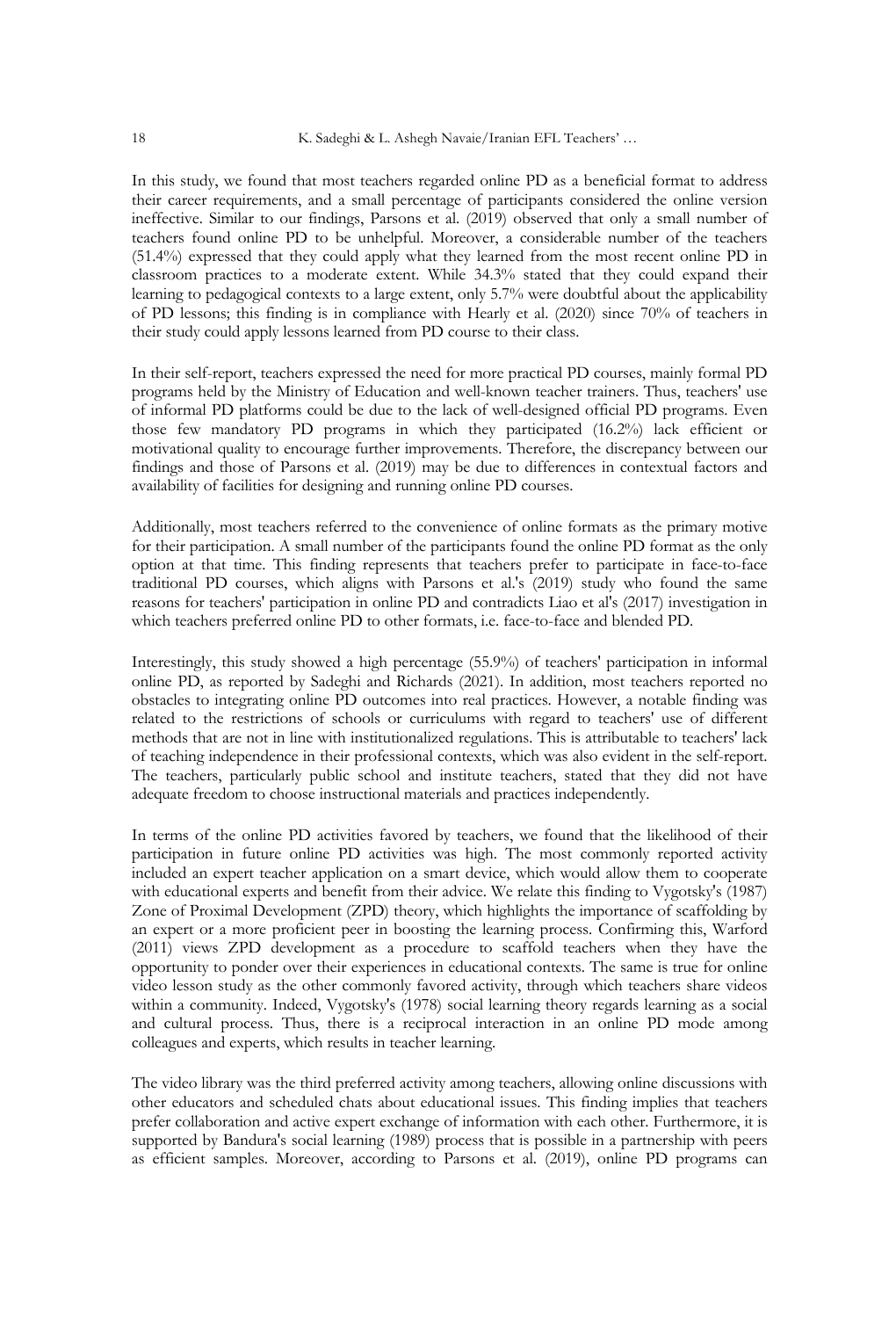In this study, we found that most teachers regarded online PD as a beneficial format to address their career requirements, and a small percentage of participants considered the online version ineffective. Similar to our findings, Parsons et al. (2019) observed that only a small number of teachers found online PD to be unhelpful. Moreover, a considerable number of the teachers (51.4%) expressed that they could apply what they learned from the most recent online PD in classroom practices to a moderate extent. While 34.3% stated that they could expand their learning to pedagogical contexts to a large extent, only 5.7% were doubtful about the applicability of PD lessons; this finding is in compliance with Hearly et al. (2020) since 70% of teachers in their study could apply lessons learned from PD course to their class.

In their self-report, teachers expressed the need for more practical PD courses, mainly formal PD programs held by the Ministry of Education and well-known teacher trainers. Thus, teachers' use of informal PD platforms could be due to the lack of well-designed official PD programs. Even those few mandatory PD programs in which they participated (16.2%) lack efficient or motivational quality to encourage further improvements. Therefore, the discrepancy between our findings and those of Parsons et al. (2019) may be due to differences in contextual factors and availability of facilities for designing and running online PD courses.

Additionally, most teachers referred to the convenience of online formats as the primary motive for their participation. A small number of the participants found the online PD format as the only option at that time. This finding represents that teachers prefer to participate in face-to-face traditional PD courses, which aligns with Parsons et al.'s (2019) study who found the same reasons for teachers' participation in online PD and contradicts Liao et al's (2017) investigation in which teachers preferred online PD to other formats, i.e. face-to-face and blended PD.

Interestingly, this study showed a high percentage (55.9%) of teachers' participation in informal online PD, as reported by Sadeghi and Richards (2021). In addition, most teachers reported no obstacles to integrating online PD outcomes into real practices. However, a notable finding was related to the restrictions of schools or curriculums with regard to teachers' use of different methods that are not in line with institutionalized regulations. This is attributable to teachers' lack of teaching independence in their professional contexts, which was also evident in the self-report. The teachers, particularly public school and institute teachers, stated that they did not have adequate freedom to choose instructional materials and practices independently.

In terms of the online PD activities favored by teachers, we found that the likelihood of their participation in future online PD activities was high. The most commonly reported activity included an expert teacher application on a smart device, which would allow them to cooperate with educational experts and benefit from their advice. We relate this finding to Vygotsky's (1987) Zone of Proximal Development (ZPD) theory, which highlights the importance of scaffolding by an expert or a more proficient peer in boosting the learning process. Confirming this, Warford (2011) views ZPD development as a procedure to scaffold teachers when they have the opportunity to ponder over their experiences in educational contexts. The same is true for online video lesson study as the other commonly favored activity, through which teachers share videos within a community. Indeed, Vygotsky's (1978) social learning theory regards learning as a social and cultural process. Thus, there is a reciprocal interaction in an online PD mode among colleagues and experts, which results in teacher learning.

The video library was the third preferred activity among teachers, allowing online discussions with other educators and scheduled chats about educational issues. This finding implies that teachers prefer collaboration and active expert exchange of information with each other. Furthermore, it is supported by Bandura's social learning (1989) process that is possible in a partnership with peers as efficient samples. Moreover, according to Parsons et al. (2019), online PD programs can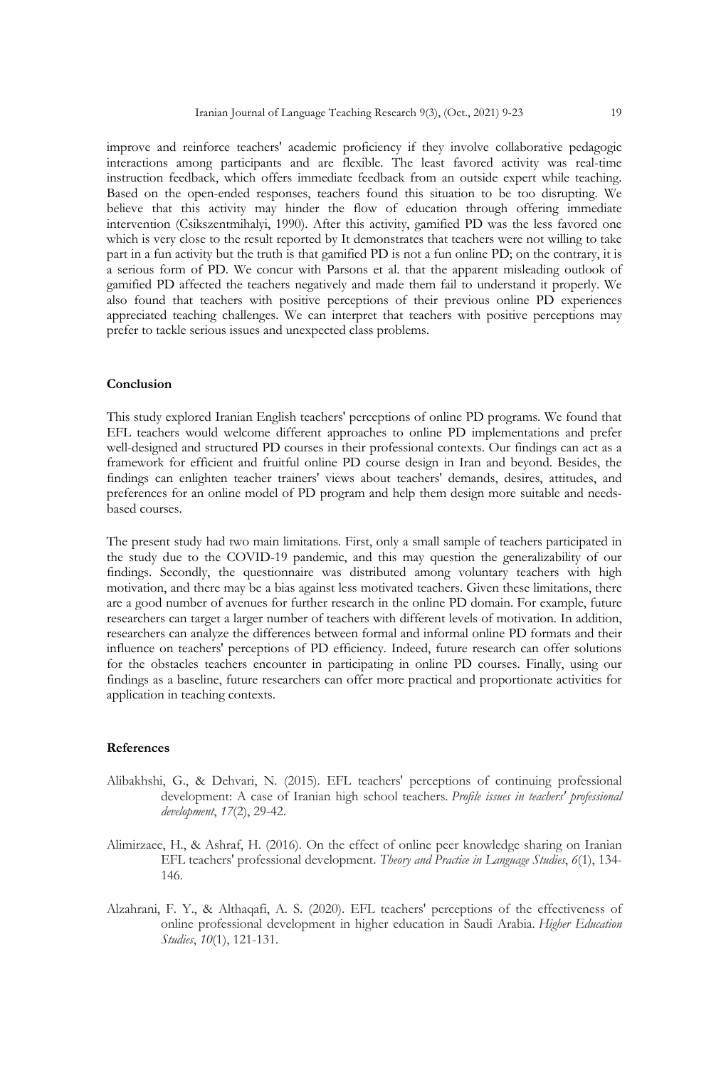improve and reinforce teachers' academic proficiency if they involve collaborative pedagogic interactions among participants and are flexible. The least favored activity was real-time instruction feedback, which offers immediate feedback from an outside expert while teaching. Based on the open-ended responses, teachers found this situation to be too disrupting. We believe that this activity may hinder the flow of education through offering immediate intervention (Csikszentmihalyi, 1990). After this activity, gamified PD was the less favored one which is very close to the result reported by It demonstrates that teachers were not willing to take part in a fun activity but the truth is that gamified PD is not a fun online PD; on the contrary, it is a serious form of PD. We concur with Parsons et al. that the apparent misleading outlook of gamified PD affected the teachers negatively and made them fail to understand it properly. We also found that teachers with positive perceptions of their previous online PD experiences appreciated teaching challenges. We can interpret that teachers with positive perceptions may prefer to tackle serious issues and unexpected class problems.

## Conclusion

This study explored Iranian English teachers' perceptions of online PD programs. We found that EFL teachers would welcome different approaches to online PD implementations and prefer well-designed and structured PD courses in their professional contexts. Our findings can act as a framework for efficient and fruitful online PD course design in Iran and beyond. Besides, the findings can enlighten teacher trainers' views about teachers' demands, desires, attitudes, and preferences for an online model of PD program and help them design more suitable and needs-based courses.

The present study had two main limitations. First, only a small sample of teachers participated in the study due to the COVID-19 pandemic, and this may question the generalizability of our findings. Secondly, the questionnaire was distributed among voluntary teachers with high motivation, and there may be a bias against less motivated teachers. Given these limitations, there are a good number of avenues for further research in the online PD domain. For example, future researchers can target a larger number of teachers with different levels of motivation. In addition, researchers can analyze the differences between formal and informal online PD formats and their influence on teachers' perceptions of PD efficiency. Indeed, future research can offer solutions for the obstacles teachers encounter in participating in online PD courses. Finally, using our findings as a baseline, future researchers can offer more practical and proportionate activities for application in teaching contexts.

## References

Alibakhshi, G., & Dehvari, N. (2015). EFL teachers' perceptions of continuing professional development: A case of Iranian high school teachers. *Profile issues in teachers' professional development*, *17*(2), 29-42.

Alimirzaee, H., & Ashraf, H. (2016). On the effect of online peer knowledge sharing on Iranian EFL teachers' professional development. *Theory and Practice in Language Studies*, *6*(1), 134-146.

Alzahrani, F. Y., & Althaqafi, A. S. (2020). EFL teachers' perceptions of the effectiveness of online professional development in higher education in Saudi Arabia. *Higher Education Studies*, *10*(1), 121-131.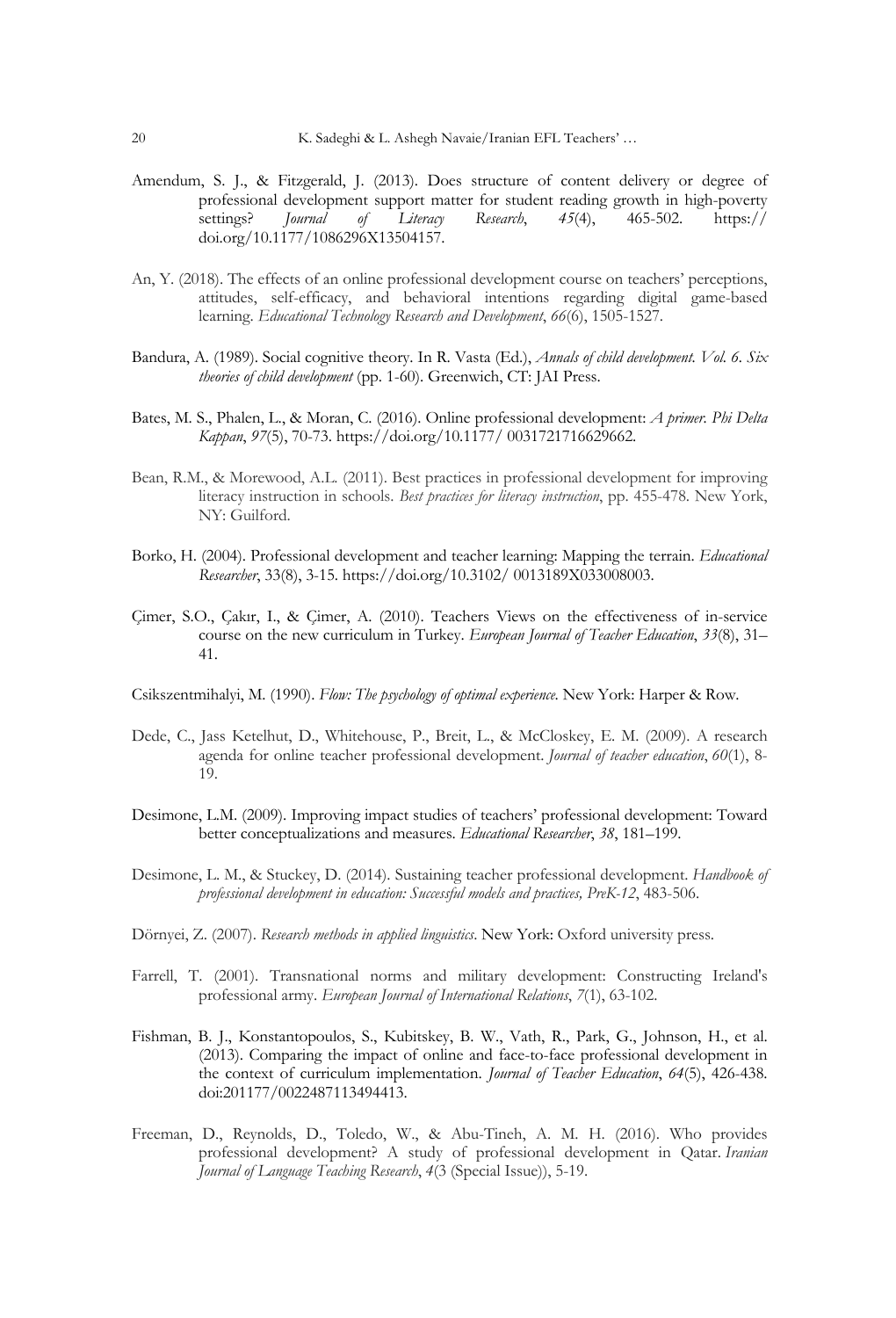Amendum, S. J., & Fitzgerald, J. (2013). Does structure of content delivery or degree of professional development support matter for student reading growth in high-poverty settings? *Journal of Literacy Research*, *45*(4), 465-502. https:// doi.org/10.1177/1086296X13504157.

An, Y. (2018). The effects of an online professional development course on teachers' perceptions, attitudes, self-efficacy, and behavioral intentions regarding digital game-based learning. *Educational Technology Research and Development*, *66*(6), 1505-1527.

Bandura, A. (1989). Social cognitive theory. In R. Vasta (Ed.), *Annals of child development. Vol. 6. Six theories of child development* (pp. 1-60). Greenwich, CT: JAI Press.

Bates, M. S., Phalen, L., & Moran, C. (2016). Online professional development: *A primer. Phi Delta Kappan*, *97*(5), 70-73. https://doi.org/10.1177/ 0031721716629662.

Bean, R.M., & Morewood, A.L. (2011). Best practices in professional development for improving literacy instruction in schools. *Best practices for literacy instruction*, pp. 455-478. New York, NY: Guilford.

Borko, H. (2004). Professional development and teacher learning: Mapping the terrain. *Educational Researcher*, 33(8), 3-15. https://doi.org/10.3102/ 0013189X033008003.

Çimer, S.O., Çakır, I., & Çimer, A. (2010). Teachers Views on the effectiveness of in-service course on the new curriculum in Turkey. *European Journal of Teacher Education*, *33*(8), 31–41.

Csikszentmihalyi, M. (1990). *Flow: The psychology of optimal experience.* New York: Harper & Row.

Dede, C., Jass Ketelhut, D., Whitehouse, P., Breit, L., & McCloskey, E. M. (2009). A research agenda for online teacher professional development. *Journal of teacher education*, *60*(1), 8-19.

Desimone, L.M. (2009). Improving impact studies of teachers' professional development: Toward better conceptualizations and measures. *Educational Researcher*, *38*, 181–199.

Desimone, L. M., & Stuckey, D. (2014). Sustaining teacher professional development. *Handbook of professional development in education: Successful models and practices, PreK-12*, 483-506.

Dörnyei, Z. (2007). *Research methods in applied linguistics*. New York: Oxford university press.

Farrell, T. (2001). Transnational norms and military development: Constructing Ireland's professional army. *European Journal of International Relations*, *7*(1), 63-102.

Fishman, B. J., Konstantopoulos, S., Kubitskey, B. W., Vath, R., Park, G., Johnson, H., et al. (2013). Comparing the impact of online and face-to-face professional development in the context of curriculum implementation. *Journal of Teacher Education*, *64*(5), 426-438. doi:201177/0022487113494413.

Freeman, D., Reynolds, D., Toledo, W., & Abu-Tineh, A. M. H. (2016). Who provides professional development? A study of professional development in Qatar. *Iranian Journal of Language Teaching Research*, *4*(3 (Special Issue)), 5-19.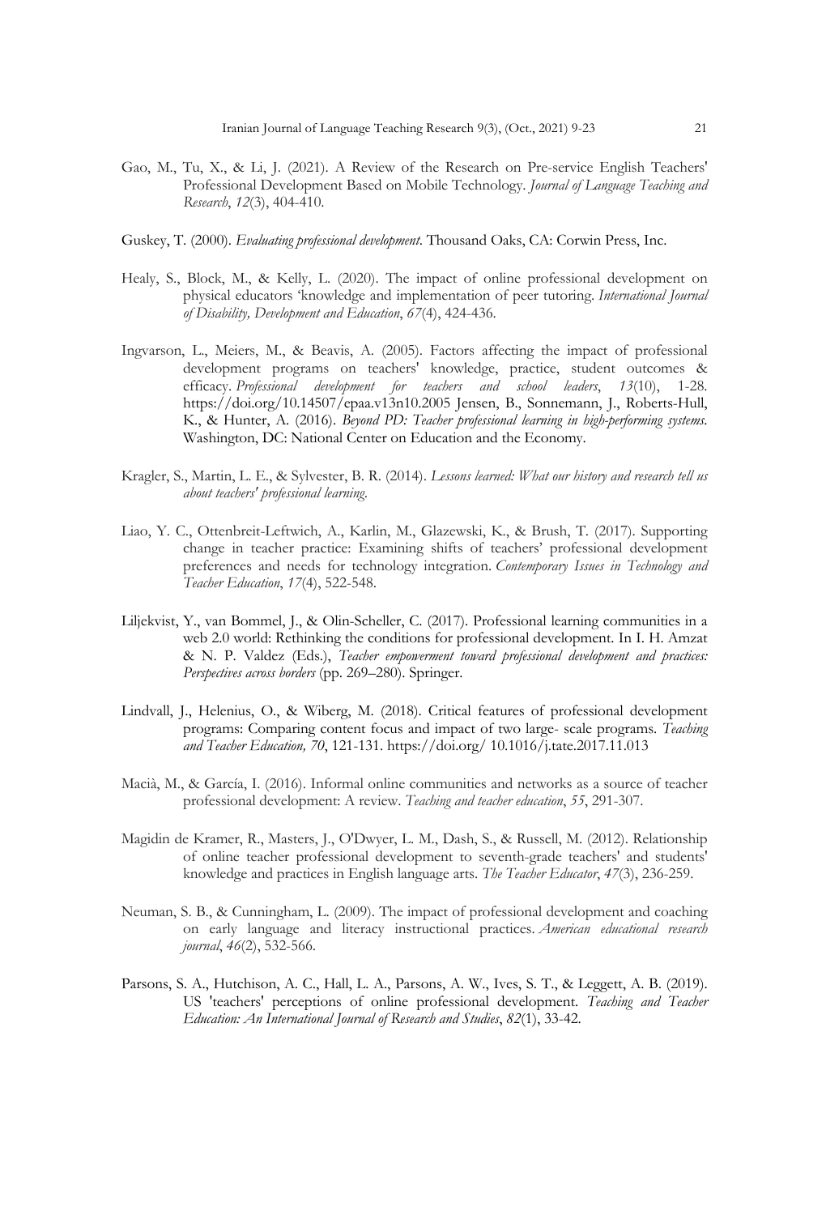Gao, M., Tu, X., & Li, J. (2021). A Review of the Research on Pre-service English Teachers' Professional Development Based on Mobile Technology. *Journal of Language Teaching and Research*, *12*(3), 404-410.

Guskey, T. (2000). *Evaluating professional development*. Thousand Oaks, CA: Corwin Press, Inc.

Healy, S., Block, M., & Kelly, L. (2020). The impact of online professional development on physical educators 'knowledge and implementation of peer tutoring. *International Journal of Disability, Development and Education*, *67*(4), 424-436.

Ingvarson, L., Meiers, M., & Beavis, A. (2005). Factors affecting the impact of professional development programs on teachers' knowledge, practice, student outcomes & efficacy. *Professional development for teachers and school leaders*, *13*(10), 1-28. https://doi.org/10.14507/epaa.v13n10.2005 Jensen, B., Sonnemann, J., Roberts-Hull, K., & Hunter, A. (2016). *Beyond PD: Teacher professional learning in high-performing systems*. Washington, DC: National Center on Education and the Economy.

Kragler, S., Martin, L. E., & Sylvester, B. R. (2014). *Lessons learned: What our history and research tell us about teachers' professional learning*.

Liao, Y. C., Ottenbreit-Leftwich, A., Karlin, M., Glazewski, K., & Brush, T. (2017). Supporting change in teacher practice: Examining shifts of teachers' professional development preferences and needs for technology integration. *Contemporary Issues in Technology and Teacher Education*, *17*(4), 522-548.

Liljekvist, Y., van Bommel, J., & Olin-Scheller, C. (2017). Professional learning communities in a web 2.0 world: Rethinking the conditions for professional development. In I. H. Amzat & N. P. Valdez (Eds.), *Teacher empowerment toward professional development and practices: Perspectives across borders* (pp. 269–280). Springer.

Lindvall, J., Helenius, O., & Wiberg, M. (2018). Critical features of professional development programs: Comparing content focus and impact of two large- scale programs. *Teaching and Teacher Education, 70*, 121-131. https://doi.org/ 10.1016/j.tate.2017.11.013

Macià, M., & García, I. (2016). Informal online communities and networks as a source of teacher professional development: A review. *Teaching and teacher education*, *55*, 291-307.

Magidin de Kramer, R., Masters, J., O'Dwyer, L. M., Dash, S., & Russell, M. (2012). Relationship of online teacher professional development to seventh-grade teachers' and students' knowledge and practices in English language arts. *The Teacher Educator*, *47*(3), 236-259.

Neuman, S. B., & Cunningham, L. (2009). The impact of professional development and coaching on early language and literacy instructional practices. *American educational research journal*, *46*(2), 532-566.

Parsons, S. A., Hutchison, A. C., Hall, L. A., Parsons, A. W., Ives, S. T., & Leggett, A. B. (2019). US 'teachers' perceptions of online professional development. *Teaching and Teacher Education: An International Journal of Research and Studies*, *82*(1), 33-42.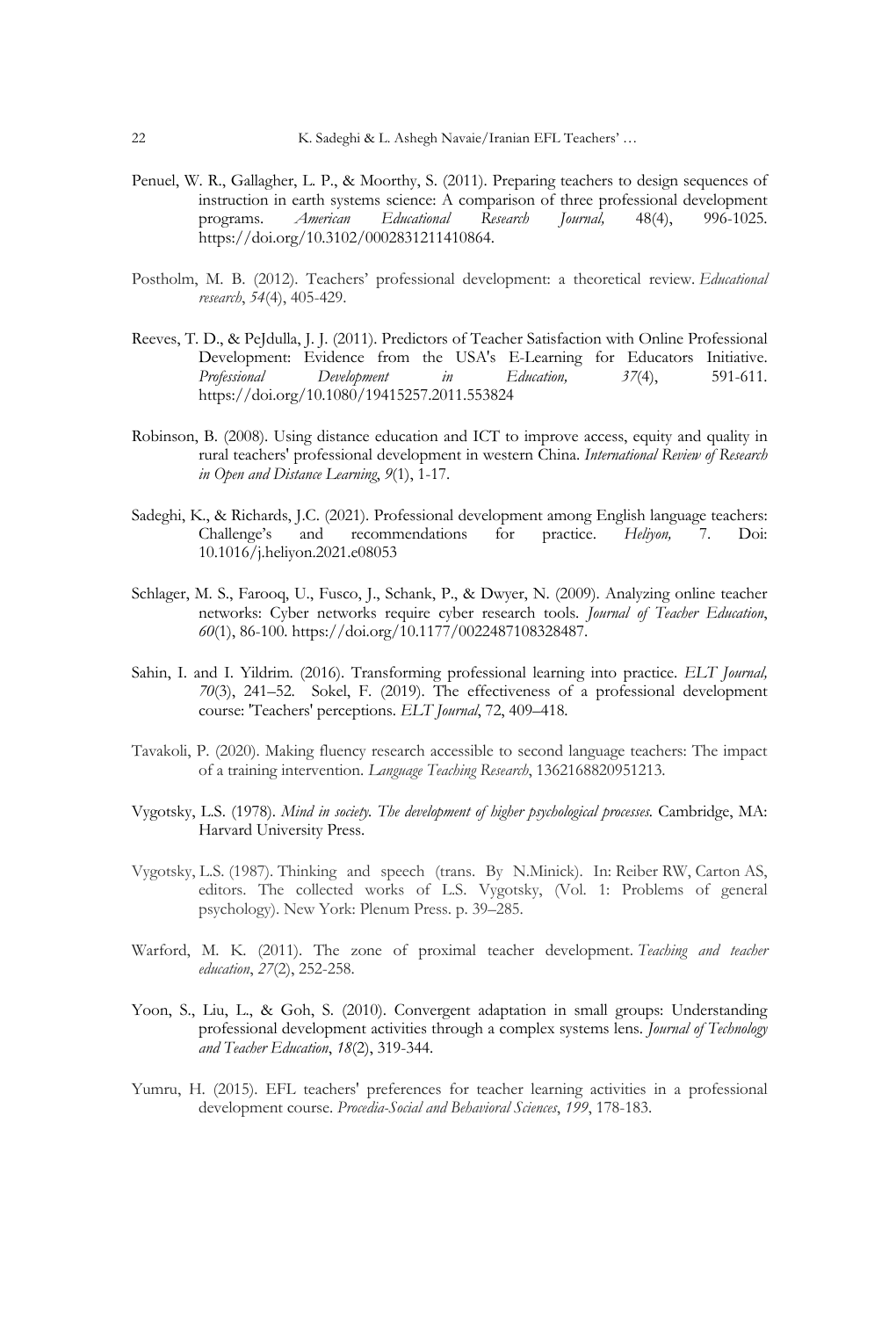Penuel, W. R., Gallagher, L. P., & Moorthy, S. (2011). Preparing teachers to design sequences of instruction in earth systems science: A comparison of three professional development programs. *American Educational Research Journal,* 48(4), 996-1025. https://doi.org/10.3102/0002831211410864.

Postholm, M. B. (2012). Teachers' professional development: a theoretical review. *Educational research*, *54*(4), 405-429.

Reeves, T. D., & PeJdulla, J. J. (2011). Predictors of Teacher Satisfaction with Online Professional Development: Evidence from the USA's E-Learning for Educators Initiative. *Professional Development in Education, 37*(4), 591-611. https://doi.org/10.1080/19415257.2011.553824

Robinson, B. (2008). Using distance education and ICT to improve access, equity and quality in rural teachers' professional development in western China. *International Review of Research in Open and Distance Learning*, *9*(1), 1-17.

Sadeghi, K., & Richards, J.C. (2021). Professional development among English language teachers: Challenge's and recommendations for practice. *Heliyon,* 7. Doi: 10.1016/j.heliyon.2021.e08053

Schlager, M. S., Farooq, U., Fusco, J., Schank, P., & Dwyer, N. (2009). Analyzing online teacher networks: Cyber networks require cyber research tools. *Journal of Teacher Education*, *60*(1), 86-100. https://doi.org/10.1177/0022487108328487.

Sahin, I. and I. Yildrim. (2016). Transforming professional learning into practice. *ELT Journal, 70*(3), 241–52. Sokel, F. (2019). The effectiveness of a professional development course: 'Teachers' perceptions. *ELT Journal*, 72, 409–418.

Tavakoli, P. (2020). Making fluency research accessible to second language teachers: The impact of a training intervention. *Language Teaching Research*, 1362168820951213.

Vygotsky, L.S. (1978). *Mind in society. The development of higher psychological processes.* Cambridge, MA: Harvard University Press.

Vygotsky, L.S. (1987). Thinking and speech (trans. By N.Minick). In: Reiber RW, Carton AS, editors. The collected works of L.S. Vygotsky, (Vol. 1: Problems of general psychology). New York: Plenum Press. p. 39–285.

Warford, M. K. (2011). The zone of proximal teacher development. *Teaching and teacher education*, *27*(2), 252-258.

Yoon, S., Liu, L., & Goh, S. (2010). Convergent adaptation in small groups: Understanding professional development activities through a complex systems lens. *Journal of Technology and Teacher Education*, *18*(2), 319-344.

Yumru, H. (2015). EFL teachers' preferences for teacher learning activities in a professional development course. *Procedia-Social and Behavioral Sciences*, *199*, 178-183.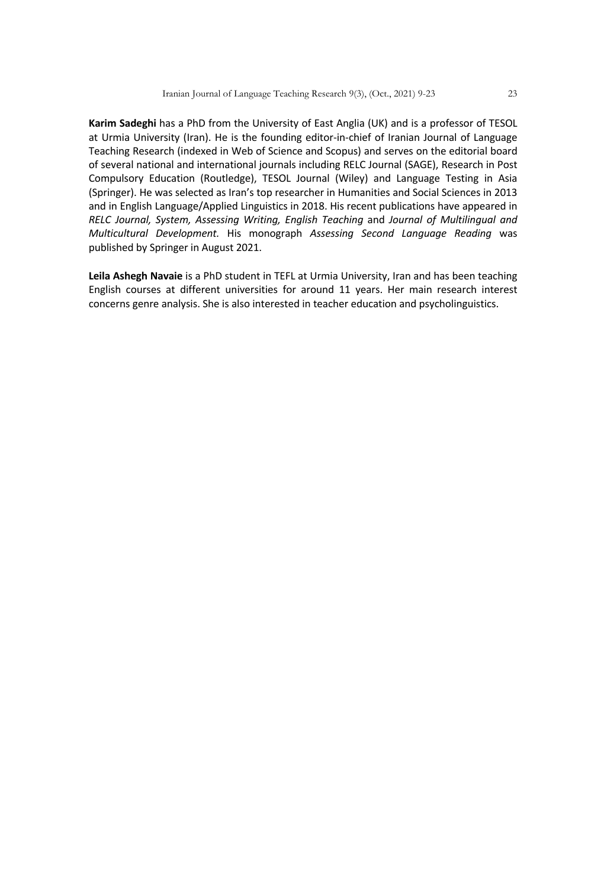**Karim Sadeghi** has a PhD from the University of East Anglia (UK) and is a professor of TESOL at Urmia University (Iran). He is the founding editor-in-chief of Iranian Journal of Language Teaching Research (indexed in Web of Science and Scopus) and serves on the editorial board of several national and international journals including RELC Journal (SAGE), Research in Post Compulsory Education (Routledge), TESOL Journal (Wiley) and Language Testing in Asia (Springer). He was selected as Iran's top researcher in Humanities and Social Sciences in 2013 and in English Language/Applied Linguistics in 2018. His recent publications have appeared in *RELC Journal, System, Assessing Writing, English Teaching* and *Journal of Multilingual and Multicultural Development.* His monograph *Assessing Second Language Reading* was published by Springer in August 2021.

**Leila Ashegh Navaie** is a PhD student in TEFL at Urmia University, Iran and has been teaching English courses at different universities for around 11 years. Her main research interest concerns genre analysis. She is also interested in teacher education and psycholinguistics.